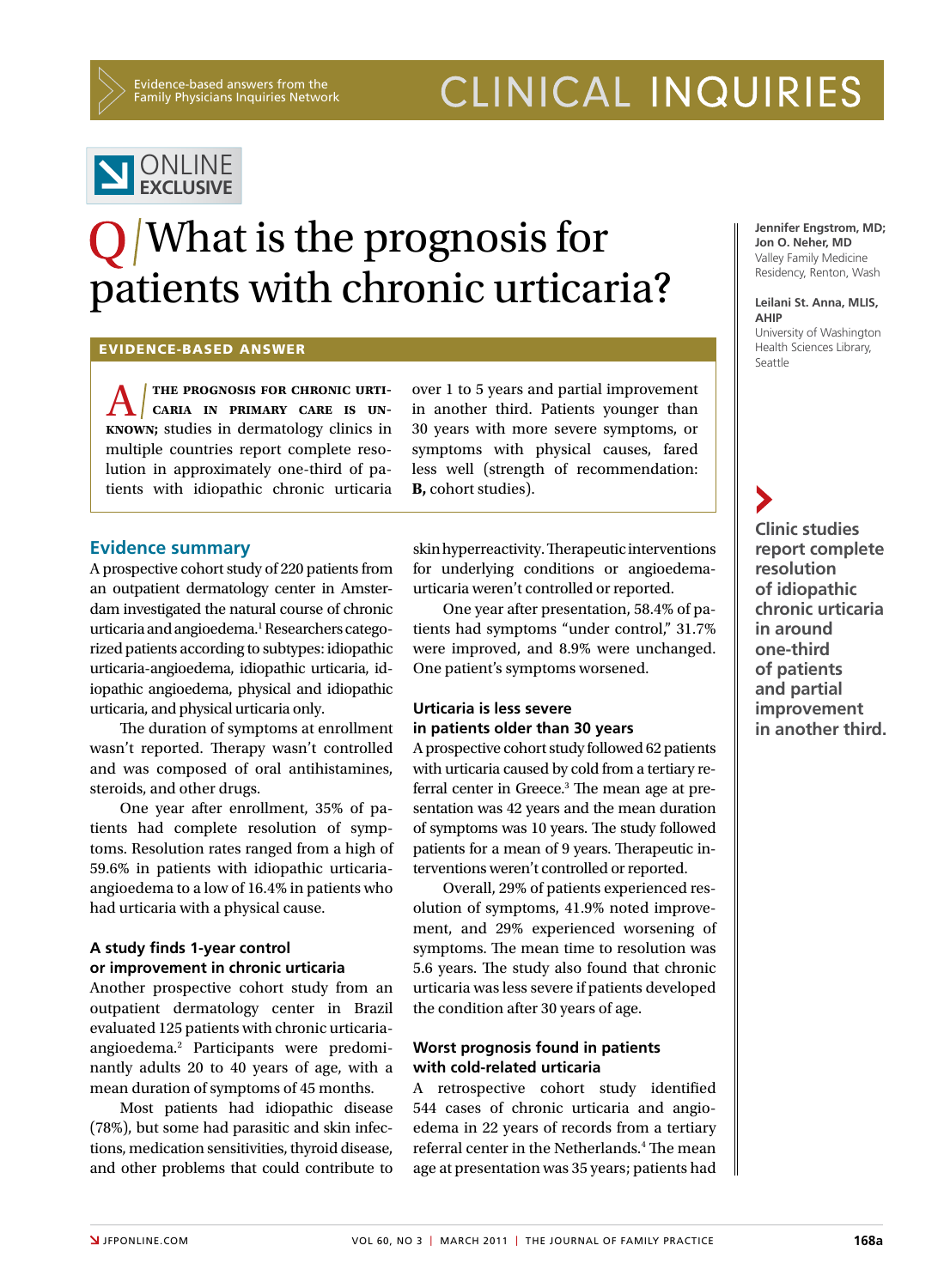# Q / What is the prognosis for patients with chronic urticaria?

**Jennifer Engstrom, MD; Jon O. Neher, MD**
Valley Family Medicine Residency, Renton, Wash

**Leilani St. Anna, MLIS, AHIP**
University of Washington Health Sciences Library, Seattle

## EVIDENCE-BASED ANSWER

**A / The prognosis for chronic urticaria in primary care is unknown;** studies in dermatology clinics in multiple countries report complete resolution in approximately one-third of patients with idiopathic chronic urticaria over 1 to 5 years and partial improvement in another third. Patients younger than 30 years with more severe symptoms, or symptoms with physical causes, fared less well (strength of recommendation: **B,** cohort studies).

## Evidence summary

A prospective cohort study of 220 patients from an outpatient dermatology center in Amsterdam investigated the natural course of chronic urticaria and angioedema.[1] Researchers categorized patients according to subtypes: idiopathic urticaria-angioedema, idiopathic urticaria, idiopathic angioedema, physical and idiopathic urticaria, and physical urticaria only.

The duration of symptoms at enrollment wasn't reported. Therapy wasn't controlled and was composed of oral antihistamines, steroids, and other drugs.

One year after enrollment, 35% of patients had complete resolution of symptoms. Resolution rates ranged from a high of 59.6% in patients with idiopathic urticaria-angioedema to a low of 16.4% in patients who had urticaria with a physical cause.

### A study finds 1-year control or improvement in chronic urticaria

Another prospective cohort study from an outpatient dermatology center in Brazil evaluated 125 patients with chronic urticaria-angioedema.[2] Participants were predominantly adults 20 to 40 years of age, with a mean duration of symptoms of 45 months.

Most patients had idiopathic disease (78%), but some had parasitic and skin infections, medication sensitivities, thyroid disease, and other problems that could contribute to skin hyperreactivity. Therapeutic interventions for underlying conditions or angioedema-urticaria weren't controlled or reported.

One year after presentation, 58.4% of patients had symptoms "under control," 31.7% were improved, and 8.9% were unchanged. One patient's symptoms worsened.

### Urticaria is less severe in patients older than 30 years

A prospective cohort study followed 62 patients with urticaria caused by cold from a tertiary referral center in Greece.[3] The mean age at presentation was 42 years and the mean duration of symptoms was 10 years. The study followed patients for a mean of 9 years. Therapeutic interventions weren't controlled or reported.

Overall, 29% of patients experienced resolution of symptoms, 41.9% noted improvement, and 29% experienced worsening of symptoms. The mean time to resolution was 5.6 years. The study also found that chronic urticaria was less severe if patients developed the condition after 30 years of age.

> **Clinic studies report complete resolution of idiopathic chronic urticaria in around one-third of patients and partial improvement in another third.**

### Worst prognosis found in patients with cold-related urticaria

A retrospective cohort study identified 544 cases of chronic urticaria and angioedema in 22 years of records from a tertiary referral center in the Netherlands.[4] The mean age at presentation was 35 years; patients had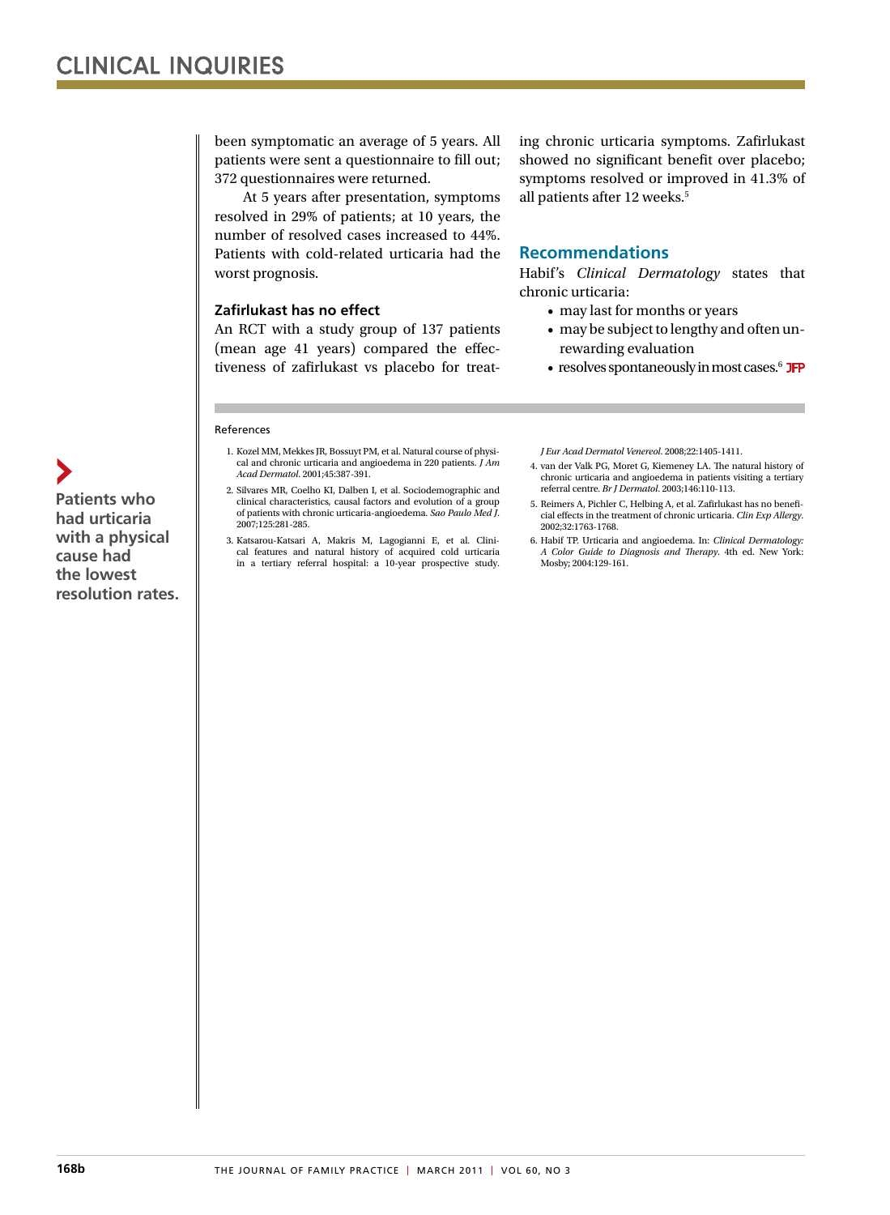been symptomatic an average of 5 years. All patients were sent a questionnaire to fill out; 372 questionnaires were returned.

At 5 years after presentation, symptoms resolved in 29% of patients; at 10 years, the number of resolved cases increased to 44%. Patients with cold-related urticaria had the worst prognosis.

### Zafirlukast has no effect

An RCT with a study group of 137 patients (mean age 41 years) compared the effectiveness of zafirlukast vs placebo for treating chronic urticaria symptoms. Zafirlukast showed no significant benefit over placebo; symptoms resolved or improved in 41.3% of all patients after 12 weeks.[5]

## Recommendations

Habif's *Clinical Dermatology* states that chronic urticaria:

- may last for months or years
- may be subject to lengthy and often unrewarding evaluation
- resolves spontaneously in most cases.[6]

**Patients who had urticaria with a physical cause had the lowest resolution rates.**

### References

1. Kozel MM, Mekkes JR, Bossuyt PM, et al. Natural course of physical and chronic urticaria and angioedema in 220 patients. *J Am Acad Dermatol*. 2001;45:387-391.
2. Silvares MR, Coelho KI, Dalben I, et al. Sociodemographic and clinical characteristics, causal factors and evolution of a group of patients with chronic urticaria-angioedema. *Sao Paulo Med J*. 2007;125:281-285.
3. Katsarou-Katsari A, Makris M, Lagogianni E, et al. Clinical features and natural history of acquired cold urticaria in a tertiary referral hospital: a 10-year prospective study. *J Eur Acad Dermatol Venereol*. 2008;22:1405-1411.
4. van der Valk PG, Moret G, Kiemeney LA. The natural history of chronic urticaria and angioedema in patients visiting a tertiary referral centre. *Br J Dermatol*. 2003;146:110-113.
5. Reimers A, Pichler C, Helbing A, et al. Zafirlukast has no beneficial effects in the treatment of chronic urticaria. *Clin Exp Allergy*. 2002;32:1763-1768.
6. Habif TP. Urticaria and angioedema. In: *Clinical Dermatology: A Color Guide to Diagnosis and Therapy*. 4th ed. New York: Mosby; 2004:129-161.